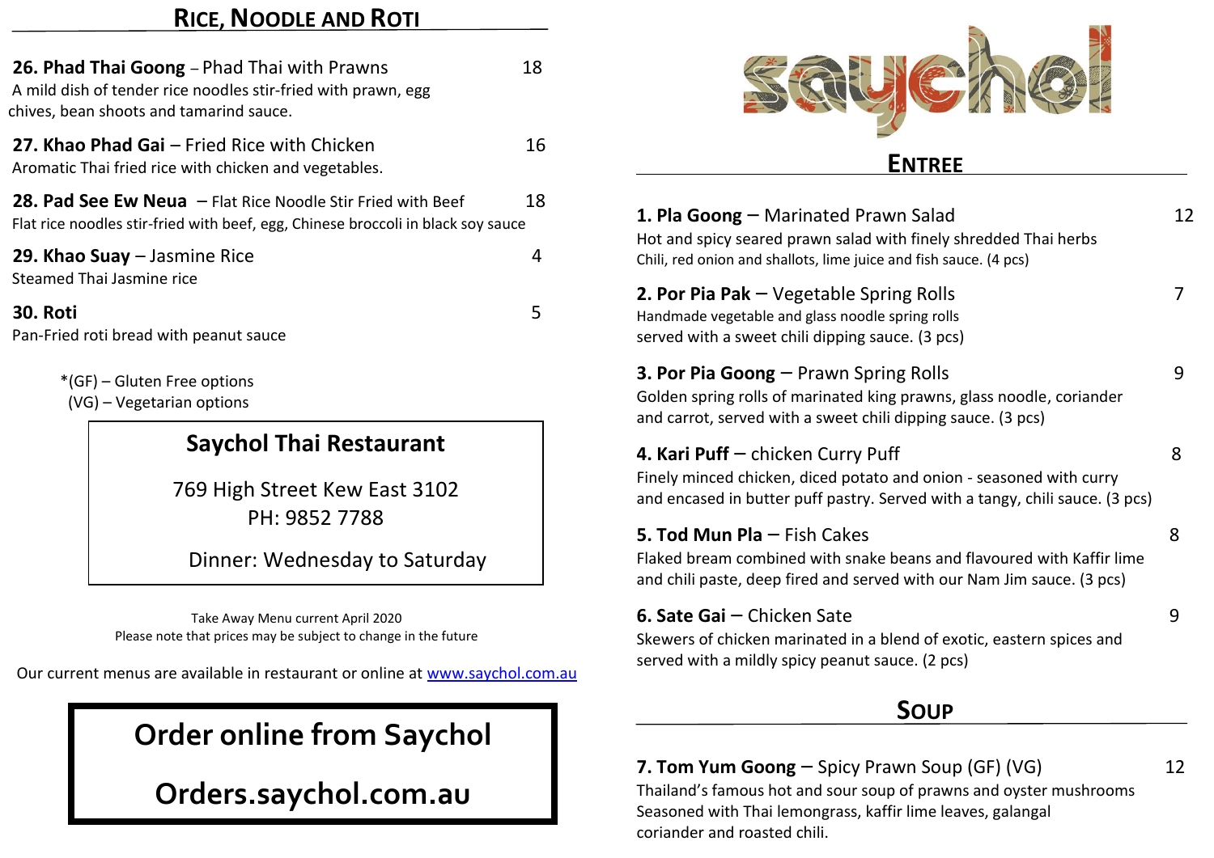## Rice, Noodle and Roti

**26. Phad Thai Goong** – Phad Thai with Prawns — 18
A mild dish of tender rice noodles stir-fried with prawn, egg chives, bean shoots and tamarind sauce.

**27. Khao Phad Gai** – Fried Rice with Chicken — 16
Aromatic Thai fried rice with chicken and vegetables.

**28. Pad See Ew Neua** – Flat Rice Noodle Stir Fried with Beef — 18
Flat rice noodles stir-fried with beef, egg, Chinese broccoli in black soy sauce

**29. Khao Suay** – Jasmine Rice — 4
Steamed Thai Jasmine rice

**30. Roti** — 5
Pan-Fried roti bread with peanut sauce

*(GF) – Gluten Free options
(VG) – Vegetarian options

**Saychol Thai Restaurant**

769 High Street Kew East 3102
PH: 9852 7788

Dinner: Wednesday to Saturday

Take Away Menu current April 2020
Please note that prices may be subject to change in the future

Our current menus are available in restaurant or online at www.saychol.com.au

**Order online from Saychol**

**Orders.saychol.com.au**

# saychol

## Entree

**1. Pla Goong** – Marinated Prawn Salad — 12
Hot and spicy seared prawn salad with finely shredded Thai herbs Chili, red onion and shallots, lime juice and fish sauce. (4 pcs)

**2. Por Pia Pak** – Vegetable Spring Rolls — 7
Handmade vegetable and glass noodle spring rolls served with a sweet chili dipping sauce. (3 pcs)

**3. Por Pia Goong** – Prawn Spring Rolls — 9
Golden spring rolls of marinated king prawns, glass noodle, coriander and carrot, served with a sweet chili dipping sauce. (3 pcs)

**4. Kari Puff** – chicken Curry Puff — 8
Finely minced chicken, diced potato and onion - seasoned with curry and encased in butter puff pastry. Served with a tangy, chili sauce. (3 pcs)

**5. Tod Mun Pla** – Fish Cakes — 8
Flaked bream combined with snake beans and flavoured with Kaffir lime and chili paste, deep fired and served with our Nam Jim sauce. (3 pcs)

**6. Sate Gai** – Chicken Sate — 9
Skewers of chicken marinated in a blend of exotic, eastern spices and served with a mildly spicy peanut sauce. (2 pcs)

## Soup

**7. Tom Yum Goong** – Spicy Prawn Soup (GF) (VG) — 12
Thailand's famous hot and sour soup of prawns and oyster mushrooms Seasoned with Thai lemongrass, kaffir lime leaves, galangal coriander and roasted chili.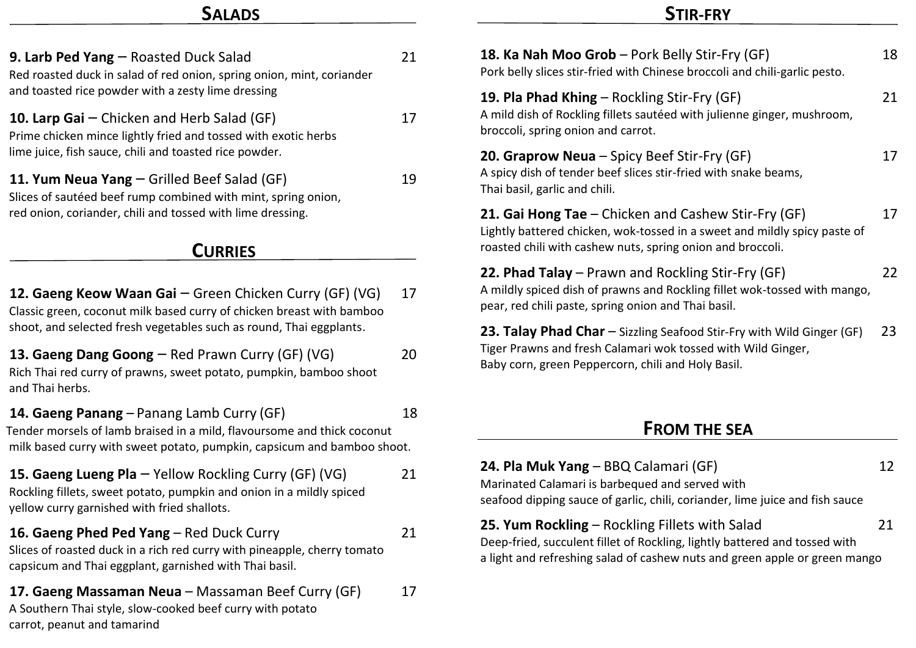## SALADS

**9. Larb Ped Yang** – Roasted Duck Salad 21
Red roasted duck in salad of red onion, spring onion, mint, coriander and toasted rice powder with a zesty lime dressing

**10. Larp Gai** – Chicken and Herb Salad (GF) 17
Prime chicken mince lightly fried and tossed with exotic herbs lime juice, fish sauce, chili and toasted rice powder.

**11. Yum Neua Yang** – Grilled Beef Salad (GF) 19
Slices of sautéed beef rump combined with mint, spring onion, red onion, coriander, chili and tossed with lime dressing.

## CURRIES

**12. Gaeng Keow Waan Gai** – Green Chicken Curry (GF) (VG) 17
Classic green, coconut milk based curry of chicken breast with bamboo shoot, and selected fresh vegetables such as round, Thai eggplants.

**13. Gaeng Dang Goong** – Red Prawn Curry (GF) (VG) 20
Rich Thai red curry of prawns, sweet potato, pumpkin, bamboo shoot and Thai herbs.

**14. Gaeng Panang** – Panang Lamb Curry (GF) 18
Tender morsels of lamb braised in a mild, flavoursome and thick coconut milk based curry with sweet potato, pumpkin, capsicum and bamboo shoot.

**15. Gaeng Lueng Pla** – Yellow Rockling Curry (GF) (VG) 21
Rockling fillets, sweet potato, pumpkin and onion in a mildly spiced yellow curry garnished with fried shallots.

**16. Gaeng Phed Ped Yang** – Red Duck Curry 21
Slices of roasted duck in a rich red curry with pineapple, cherry tomato capsicum and Thai eggplant, garnished with Thai basil.

**17. Gaeng Massaman Neua** – Massaman Beef Curry (GF) 17
A Southern Thai style, slow-cooked beef curry with potato carrot, peanut and tamarind

## STIR-FRY

**18. Ka Nah Moo Grob** – Pork Belly Stir-Fry (GF) 18
Pork belly slices stir-fried with Chinese broccoli and chili-garlic pesto.

**19. Pla Phad Khing** – Rockling Stir-Fry (GF) 21
A mild dish of Rockling fillets sautéed with julienne ginger, mushroom, broccoli, spring onion and carrot.

**20. Graprow Neua** – Spicy Beef Stir-Fry (GF) 17
A spicy dish of tender beef slices stir-fried with snake beams, Thai basil, garlic and chili.

**21. Gai Hong Tae** – Chicken and Cashew Stir-Fry (GF) 17
Lightly battered chicken, wok-tossed in a sweet and mildly spicy paste of roasted chili with cashew nuts, spring onion and broccoli.

**22. Phad Talay** – Prawn and Rockling Stir-Fry (GF) 22
A mildly spiced dish of prawns and Rockling fillet wok-tossed with mango, pear, red chili paste, spring onion and Thai basil.

**23. Talay Phad Char** – Sizzling Seafood Stir-Fry with Wild Ginger (GF) 23
Tiger Prawns and fresh Calamari wok tossed with Wild Ginger, Baby corn, green Peppercorn, chili and Holy Basil.

## FROM THE SEA

**24. Pla Muk Yang** – BBQ Calamari (GF) 12
Marinated Calamari is barbequed and served with seafood dipping sauce of garlic, chili, coriander, lime juice and fish sauce

**25. Yum Rockling** – Rockling Fillets with Salad 21
Deep-fried, succulent fillet of Rockling, lightly battered and tossed with a light and refreshing salad of cashew nuts and green apple or green mango